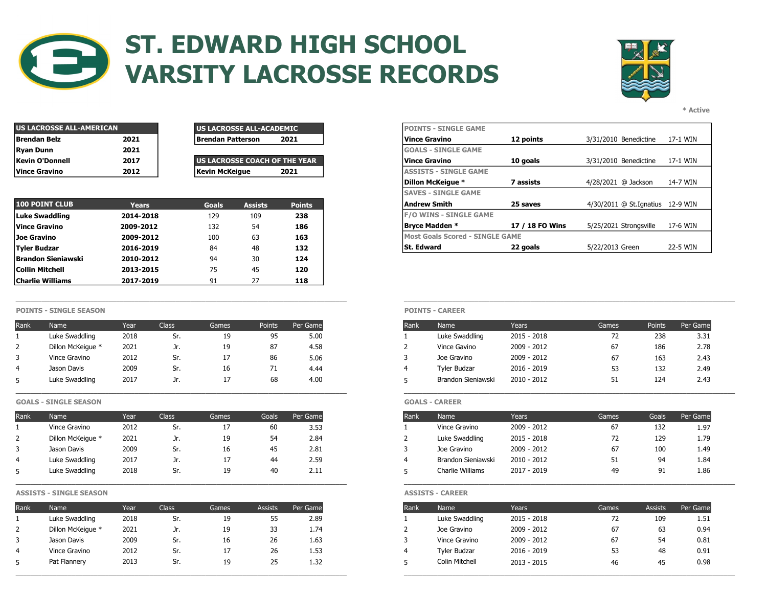# ST. EDWARD HIGH SCHOOL VARSITY LACROSSE RECORDS

\* Active

| US LACROSSE ALL-AMERICAN | |
|---|---|
| Brendan Belz | 2021 |
| Ryan Dunn | 2021 |
| Kevin O'Donnell | 2017 |
| Vince Gravino | 2012 |

| US LACROSSE ALL-ACADEMIC | |
|---|---|
| Brendan Patterson | 2021 |

| US LACROSSE COACH OF THE YEAR | |
|---|---|
| Kevin McKeigue | 2021 |

| 100 POINT CLUB | Years | Goals | Assists | Points |
|---|---|---|---|---|
| Luke Swaddling | 2014-2018 | 129 | 109 | 238 |
| Vince Gravino | 2009-2012 | 132 | 54 | 186 |
| Joe Gravino | 2009-2012 | 100 | 63 | 163 |
| Tyler Budzar | 2016-2019 | 84 | 48 | 132 |
| Brandon Sieniawski | 2010-2012 | 94 | 30 | 124 |
| Collin Mitchell | 2013-2015 | 75 | 45 | 120 |
| Charlie Williams | 2017-2019 | 91 | 27 | 118 |

| POINTS - SINGLE GAME | | | |
|---|---|---|---|
| Vince Gravino | 12 points | 3/31/2010 Benedictine | 17-1 WIN |
| **GOALS - SINGLE GAME** | | | |
| Vince Gravino | 10 goals | 3/31/2010 Benedictine | 17-1 WIN |
| **ASSISTS - SINGLE GAME** | | | |
| Dillon McKeigue * | 7 assists | 4/28/2021 @ Jackson | 14-7 WIN |
| **SAVES - SINGLE GAME** | | | |
| Andrew Smith | 25 saves | 4/30/2011 @ St.Ignatius | 12-9 WIN |
| **F/O WINS - SINGLE GAME** | | | |
| Bryce Madden * | 17 / 18 FO Wins | 5/25/2021 Strongsville | 17-6 WIN |
| **Most Goals Scored - SINGLE GAME** | | | |
| St. Edward | 22 goals | 5/22/2013 Green | 22-5 WIN |

## POINTS - SINGLE SEASON

| Rank | Name | Year | Class | Games | Points | Per Game |
|---|---|---|---|---|---|---|
| 1 | Luke Swaddling | 2018 | Sr. | 19 | 95 | 5.00 |
| 2 | Dillon McKeigue * | 2021 | Jr. | 19 | 87 | 4.58 |
| 3 | Vince Gravino | 2012 | Sr. | 17 | 86 | 5.06 |
| 4 | Jason Davis | 2009 | Sr. | 16 | 71 | 4.44 |
| 5 | Luke Swaddling | 2017 | Jr. | 17 | 68 | 4.00 |

## POINTS - CAREER

| Rank | Name | Years | Games | Points | Per Game |
|---|---|---|---|---|---|
| 1 | Luke Swaddling | 2015 - 2018 | 72 | 238 | 3.31 |
| 2 | Vince Gavino | 2009 - 2012 | 67 | 186 | 2.78 |
| 3 | Joe Gravino | 2009 - 2012 | 67 | 163 | 2.43 |
| 4 | Tyler Budzar | 2016 - 2019 | 53 | 132 | 2.49 |
| 5 | Brandon Sieniawski | 2010 - 2012 | 51 | 124 | 2.43 |

## GOALS - SINGLE SEASON

| Rank | Name | Year | Class | Games | Goals | Per Game |
|---|---|---|---|---|---|---|
| 1 | Vince Gravino | 2012 | Sr. | 17 | 60 | 3.53 |
| 2 | Dillon McKeigue * | 2021 | Jr. | 19 | 54 | 2.84 |
| 3 | Jason Davis | 2009 | Sr. | 16 | 45 | 2.81 |
| 4 | Luke Swaddling | 2017 | Jr. | 17 | 44 | 2.59 |
| 5 | Luke Swaddling | 2018 | Sr. | 19 | 40 | 2.11 |

## GOALS - CAREER

| Rank | Name | Years | Games | Goals | Per Game |
|---|---|---|---|---|---|
| 1 | Vince Gravino | 2009 - 2012 | 67 | 132 | 1.97 |
| 2 | Luke Swaddling | 2015 - 2018 | 72 | 129 | 1.79 |
| 3 | Joe Gravino | 2009 - 2012 | 67 | 100 | 1.49 |
| 4 | Brandon Sieniawski | 2010 - 2012 | 51 | 94 | 1.84 |
| 5 | Charlie Williams | 2017 - 2019 | 49 | 91 | 1.86 |

## ASSISTS - SINGLE SEASON

| Rank | Name | Year | Class | Games | Assists | Per Game |
|---|---|---|---|---|---|---|
| 1 | Luke Swaddling | 2018 | Sr. | 19 | 55 | 2.89 |
| 2 | Dillon McKeigue * | 2021 | Jr. | 19 | 33 | 1.74 |
| 3 | Jason Davis | 2009 | Sr. | 16 | 26 | 1.63 |
| 4 | Vince Gravino | 2012 | Sr. | 17 | 26 | 1.53 |
| 5 | Pat Flannery | 2013 | Sr. | 19 | 25 | 1.32 |

## ASSISTS - CAREER

| Rank | Name | Years | Games | Assists | Per Game |
|---|---|---|---|---|---|
| 1 | Luke Swaddling | 2015 - 2018 | 72 | 109 | 1.51 |
| 2 | Joe Gravino | 2009 - 2012 | 67 | 63 | 0.94 |
| 3 | Vince Gravino | 2009 - 2012 | 67 | 54 | 0.81 |
| 4 | Tyler Budzar | 2016 - 2019 | 53 | 48 | 0.91 |
| 5 | Colin Mitchell | 2013 - 2015 | 46 | 45 | 0.98 |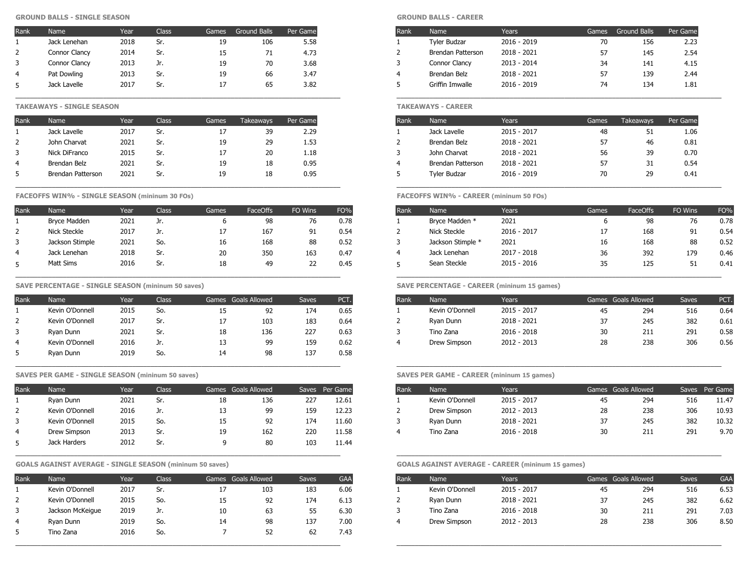### GROUND BALLS - SINGLE SEASON

| Rank | Name | Year | Class | Games | Ground Balls | Per Game |
|---|---|---|---|---|---|---|
| 1 | Jack Lenehan | 2018 | Sr. | 19 | 106 | 5.58 |
| 2 | Connor Clancy | 2014 | Sr. | 15 | 71 | 4.73 |
| 3 | Connor Clancy | 2013 | Jr. | 19 | 70 | 3.68 |
| 4 | Pat Dowling | 2013 | Sr. | 19 | 66 | 3.47 |
| 5 | Jack Lavelle | 2017 | Sr. | 17 | 65 | 3.82 |

### GROUND BALLS - CAREER

| Rank | Name | Years | Games | Ground Balls | Per Game |
|---|---|---|---|---|---|
| 1 | Tyler Budzar | 2016 - 2019 | 70 | 156 | 2.23 |
| 2 | Brendan Patterson | 2018 - 2021 | 57 | 145 | 2.54 |
| 3 | Connor Clancy | 2013 - 2014 | 34 | 141 | 4.15 |
| 4 | Brendan Belz | 2018 - 2021 | 57 | 139 | 2.44 |
| 5 | Griffin Imwalle | 2016 - 2019 | 74 | 134 | 1.81 |

### TAKEAWAYS - SINGLE SEASON

| Rank | Name | Year | Class | Games | Takeaways | Per Game |
|---|---|---|---|---|---|---|
| 1 | Jack Lavelle | 2017 | Sr. | 17 | 39 | 2.29 |
| 2 | John Charvat | 2021 | Sr. | 19 | 29 | 1.53 |
| 3 | Nick DiFranco | 2015 | Sr. | 17 | 20 | 1.18 |
| 4 | Brendan Belz | 2021 | Sr. | 19 | 18 | 0.95 |
| 5 | Brendan Patterson | 2021 | Sr. | 19 | 18 | 0.95 |

### TAKEAWAYS - CAREER

| Rank | Name | Years | Games | Takeaways | Per Game |
|---|---|---|---|---|---|
| 1 | Jack Lavelle | 2015 - 2017 | 48 | 51 | 1.06 |
| 2 | Brendan Belz | 2018 - 2021 | 57 | 46 | 0.81 |
| 3 | John Charvat | 2018 - 2021 | 56 | 39 | 0.70 |
| 4 | Brendan Patterson | 2018 - 2021 | 57 | 31 | 0.54 |
| 5 | Tyler Budzar | 2016 - 2019 | 70 | 29 | 0.41 |

### FACEOFFS WIN% - SINGLE SEASON (mininum 30 FOs)

| Rank | Name | Year | Class | Games | FaceOffs | FO Wins | FO% |
|---|---|---|---|---|---|---|---|
| 1 | Bryce Madden | 2021 | Jr. | 6 | 98 | 76 | 0.78 |
| 2 | Nick Steckle | 2017 | Jr. | 17 | 167 | 91 | 0.54 |
| 3 | Jackson Stimple | 2021 | So. | 16 | 168 | 88 | 0.52 |
| 4 | Jack Lenehan | 2018 | Sr. | 20 | 350 | 163 | 0.47 |
| 5 | Matt Sims | 2016 | Sr. | 18 | 49 | 22 | 0.45 |

### FACEOFFS WIN% - CAREER (mininum 50 FOs)

| Rank | Name | Years | Games | FaceOffs | FO Wins | FO% |
|---|---|---|---|---|---|---|
| 1 | Bryce Madden * | 2021 | 6 | 98 | 76 | 0.78 |
| 2 | Nick Steckle | 2016 - 2017 | 17 | 168 | 91 | 0.54 |
| 3 | Jackson Stimple * | 2021 | 16 | 168 | 88 | 0.52 |
| 4 | Jack Lenehan | 2017 - 2018 | 36 | 392 | 179 | 0.46 |
| 5 | Sean Steckle | 2015 - 2016 | 35 | 125 | 51 | 0.41 |

### SAVE PERCENTAGE - SINGLE SEASON (mininum 50 saves)

| Rank | Name | Year | Class | Games | Goals Allowed | Saves | PCT. |
|---|---|---|---|---|---|---|---|
| 1 | Kevin O'Donnell | 2015 | So. | 15 | 92 | 174 | 0.65 |
| 2 | Kevin O'Donnell | 2017 | Sr. | 17 | 103 | 183 | 0.64 |
| 3 | Ryan Dunn | 2021 | Sr. | 18 | 136 | 227 | 0.63 |
| 4 | Kevin O'Donnell | 2016 | Jr. | 13 | 99 | 159 | 0.62 |
| 5 | Ryan Dunn | 2019 | So. | 14 | 98 | 137 | 0.58 |

### SAVE PERCENTAGE - CAREER (mininum 15 games)

| Rank | Name | Years | Games | Goals Allowed | Saves | PCT. |
|---|---|---|---|---|---|---|
| 1 | Kevin O'Donnell | 2015 - 2017 | 45 | 294 | 516 | 0.64 |
| 2 | Ryan Dunn | 2018 - 2021 | 37 | 245 | 382 | 0.61 |
| 3 | Tino Zana | 2016 - 2018 | 30 | 211 | 291 | 0.58 |
| 4 | Drew Simpson | 2012 - 2013 | 28 | 238 | 306 | 0.56 |

### SAVES PER GAME - SINGLE SEASON (mininum 50 saves)

| Rank | Name | Year | Class | Games | Goals Allowed | Saves | Per Game |
|---|---|---|---|---|---|---|---|
| 1 | Ryan Dunn | 2021 | Sr. | 18 | 136 | 227 | 12.61 |
| 2 | Kevin O'Donnell | 2016 | Jr. | 13 | 99 | 159 | 12.23 |
| 3 | Kevin O'Donnell | 2015 | So. | 15 | 92 | 174 | 11.60 |
| 4 | Drew Simpson | 2013 | Sr. | 19 | 162 | 220 | 11.58 |
| 5 | Jack Harders | 2012 | Sr. | 9 | 80 | 103 | 11.44 |

### SAVES PER GAME - CAREER (mininum 15 games)

| Rank | Name | Years | Games | Goals Allowed | Saves | Per Game |
|---|---|---|---|---|---|---|
| 1 | Kevin O'Donnell | 2015 - 2017 | 45 | 294 | 516 | 11.47 |
| 2 | Drew Simpson | 2012 - 2013 | 28 | 238 | 306 | 10.93 |
| 3 | Ryan Dunn | 2018 - 2021 | 37 | 245 | 382 | 10.32 |
| 4 | Tino Zana | 2016 - 2018 | 30 | 211 | 291 | 9.70 |

### GOALS AGAINST AVERAGE - SINGLE SEASON (mininum 50 saves)

| Rank | Name | Year | Class | Games | Goals Allowed | Saves | GAA |
|---|---|---|---|---|---|---|---|
| 1 | Kevin O'Donnell | 2017 | Sr. | 17 | 103 | 183 | 6.06 |
| 2 | Kevin O'Donnell | 2015 | So. | 15 | 92 | 174 | 6.13 |
| 3 | Jackson McKeigue | 2019 | Jr. | 10 | 63 | 55 | 6.30 |
| 4 | Ryan Dunn | 2019 | So. | 14 | 98 | 137 | 7.00 |
| 5 | Tino Zana | 2016 | So. | 7 | 52 | 62 | 7.43 |

### GOALS AGAINST AVERAGE - CAREER (mininum 15 games)

| Rank | Name | Years | Games | Goals Allowed | Saves | GAA |
|---|---|---|---|---|---|---|
| 1 | Kevin O'Donnell | 2015 - 2017 | 45 | 294 | 516 | 6.53 |
| 2 | Ryan Dunn | 2018 - 2021 | 37 | 245 | 382 | 6.62 |
| 3 | Tino Zana | 2016 - 2018 | 30 | 211 | 291 | 7.03 |
| 4 | Drew Simpson | 2012 - 2013 | 28 | 238 | 306 | 8.50 |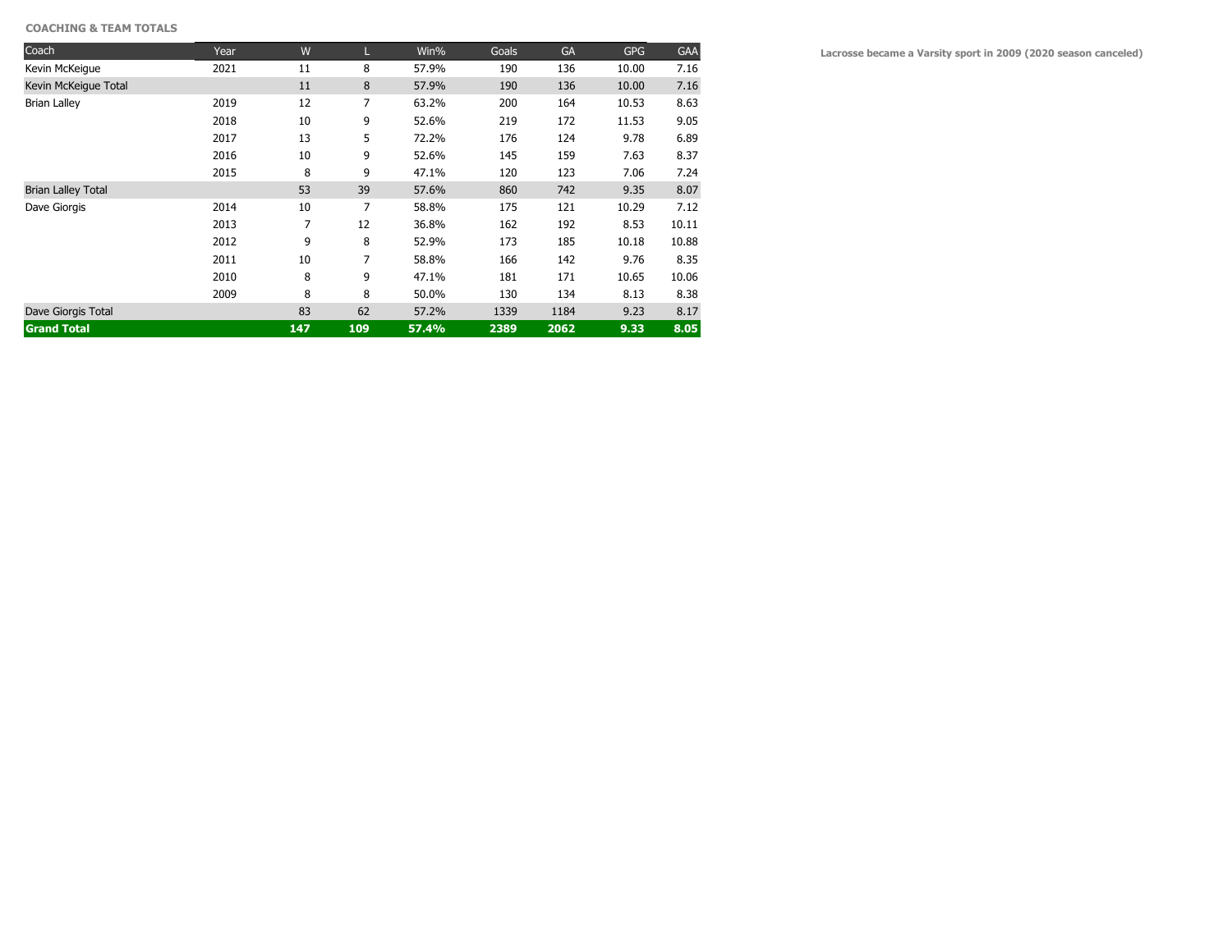**COACHING & TEAM TOTALS**

**Lacrosse became a Varsity sport in 2009 (2020 season canceled)**

| Coach | Year | W | L | Win% | Goals | GA | GPG | GAA |
|---|---|---|---|---|---|---|---|---|
| Kevin McKeigue | 2021 | 11 | 8 | 57.9% | 190 | 136 | 10.00 | 7.16 |
| Kevin McKeigue Total | | 11 | 8 | 57.9% | 190 | 136 | 10.00 | 7.16 |
| Brian Lalley | 2019 | 12 | 7 | 63.2% | 200 | 164 | 10.53 | 8.63 |
| | 2018 | 10 | 9 | 52.6% | 219 | 172 | 11.53 | 9.05 |
| | 2017 | 13 | 5 | 72.2% | 176 | 124 | 9.78 | 6.89 |
| | 2016 | 10 | 9 | 52.6% | 145 | 159 | 7.63 | 8.37 |
| | 2015 | 8 | 9 | 47.1% | 120 | 123 | 7.06 | 7.24 |
| Brian Lalley Total | | 53 | 39 | 57.6% | 860 | 742 | 9.35 | 8.07 |
| Dave Giorgis | 2014 | 10 | 7 | 58.8% | 175 | 121 | 10.29 | 7.12 |
| | 2013 | 7 | 12 | 36.8% | 162 | 192 | 8.53 | 10.11 |
| | 2012 | 9 | 8 | 52.9% | 173 | 185 | 10.18 | 10.88 |
| | 2011 | 10 | 7 | 58.8% | 166 | 142 | 9.76 | 8.35 |
| | 2010 | 8 | 9 | 47.1% | 181 | 171 | 10.65 | 10.06 |
| | 2009 | 8 | 8 | 50.0% | 130 | 134 | 8.13 | 8.38 |
| Dave Giorgis Total | | 83 | 62 | 57.2% | 1339 | 1184 | 9.23 | 8.17 |
| **Grand Total** | | **147** | **109** | **57.4%** | **2389** | **2062** | **9.33** | **8.05** |